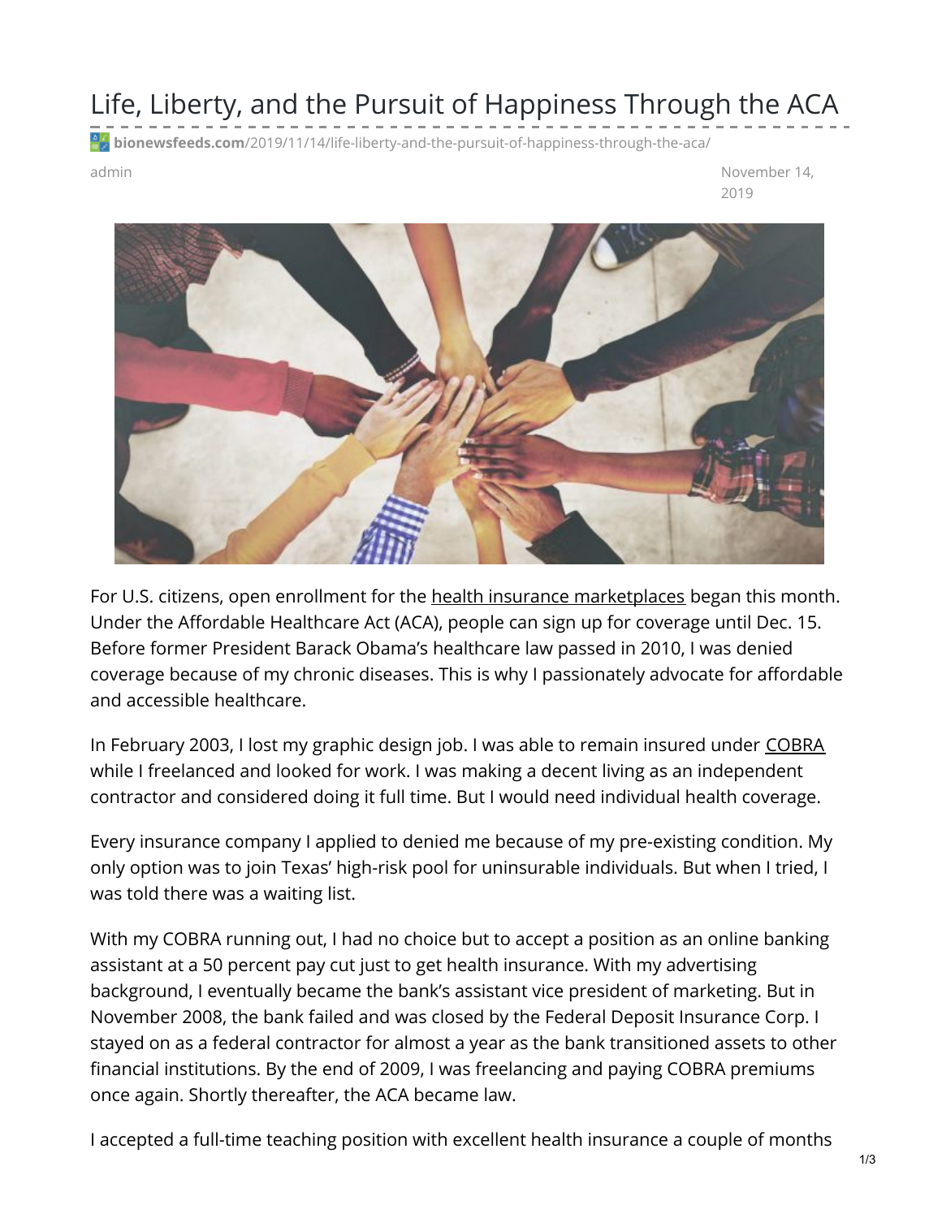# Life, Liberty, and the Pursuit of Happiness Through the ACA

bionewsfeeds.com/2019/11/14/life-liberty-and-the-pursuit-of-happiness-through-the-aca/

admin

November 14, 2019

For U.S. citizens, open enrollment for the health insurance marketplaces began this month. Under the Affordable Healthcare Act (ACA), people can sign up for coverage until Dec. 15. Before former President Barack Obama's healthcare law passed in 2010, I was denied coverage because of my chronic diseases. This is why I passionately advocate for affordable and accessible healthcare.

In February 2003, I lost my graphic design job. I was able to remain insured under COBRA while I freelanced and looked for work. I was making a decent living as an independent contractor and considered doing it full time. But I would need individual health coverage.

Every insurance company I applied to denied me because of my pre-existing condition. My only option was to join Texas' high-risk pool for uninsurable individuals. But when I tried, I was told there was a waiting list.

With my COBRA running out, I had no choice but to accept a position as an online banking assistant at a 50 percent pay cut just to get health insurance. With my advertising background, I eventually became the bank's assistant vice president of marketing. But in November 2008, the bank failed and was closed by the Federal Deposit Insurance Corp. I stayed on as a federal contractor for almost a year as the bank transitioned assets to other financial institutions. By the end of 2009, I was freelancing and paying COBRA premiums once again. Shortly thereafter, the ACA became law.

I accepted a full-time teaching position with excellent health insurance a couple of months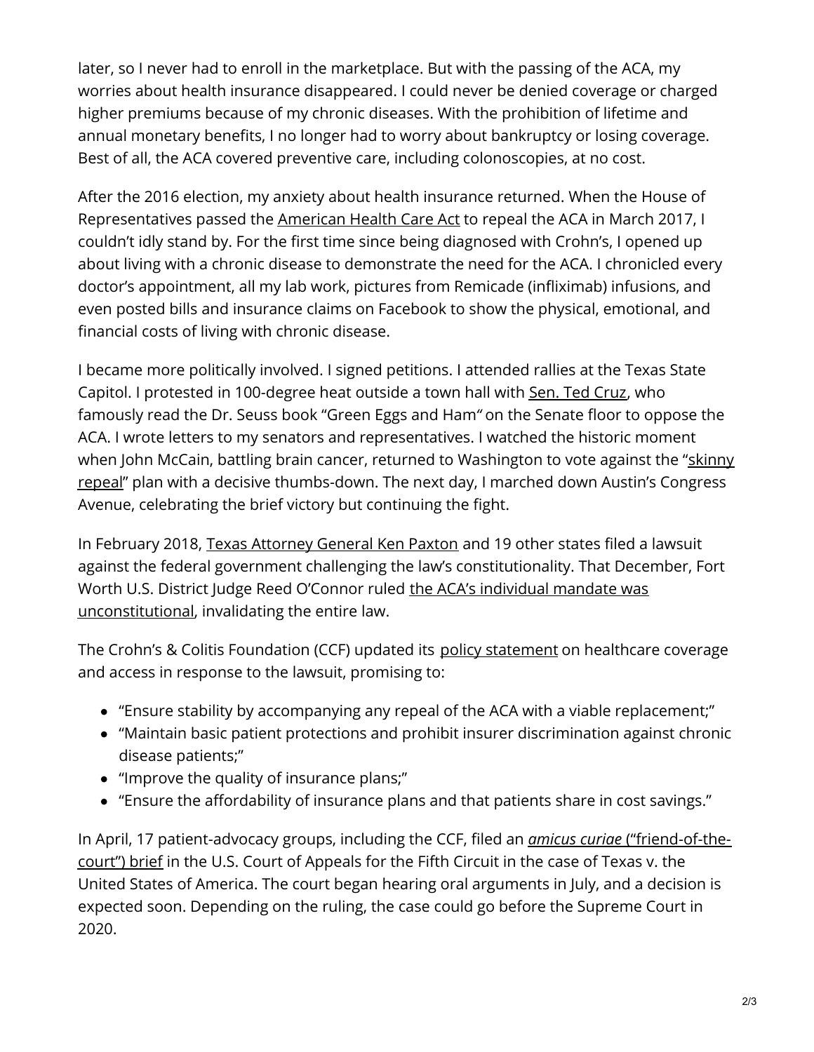later, so I never had to enroll in the marketplace. But with the passing of the ACA, my worries about health insurance disappeared. I could never be denied coverage or charged higher premiums because of my chronic diseases. With the prohibition of lifetime and annual monetary benefits, I no longer had to worry about bankruptcy or losing coverage. Best of all, the ACA covered preventive care, including colonoscopies, at no cost.

After the 2016 election, my anxiety about health insurance returned. When the House of Representatives passed the American Health Care Act to repeal the ACA in March 2017, I couldn't idly stand by. For the first time since being diagnosed with Crohn's, I opened up about living with a chronic disease to demonstrate the need for the ACA. I chronicled every doctor's appointment, all my lab work, pictures from Remicade (infliximab) infusions, and even posted bills and insurance claims on Facebook to show the physical, emotional, and financial costs of living with chronic disease.

I became more politically involved. I signed petitions. I attended rallies at the Texas State Capitol. I protested in 100-degree heat outside a town hall with Sen. Ted Cruz, who famously read the Dr. Seuss book "Green Eggs and Ham" on the Senate floor to oppose the ACA. I wrote letters to my senators and representatives. I watched the historic moment when John McCain, battling brain cancer, returned to Washington to vote against the "skinny repeal" plan with a decisive thumbs-down. The next day, I marched down Austin's Congress Avenue, celebrating the brief victory but continuing the fight.

In February 2018, Texas Attorney General Ken Paxton and 19 other states filed a lawsuit against the federal government challenging the law's constitutionality. That December, Fort Worth U.S. District Judge Reed O'Connor ruled the ACA's individual mandate was unconstitutional, invalidating the entire law.

The Crohn's & Colitis Foundation (CCF) updated its policy statement on healthcare coverage and access in response to the lawsuit, promising to:

- "Ensure stability by accompanying any repeal of the ACA with a viable replacement;"
- "Maintain basic patient protections and prohibit insurer discrimination against chronic disease patients;"
- "Improve the quality of insurance plans;"
- "Ensure the affordability of insurance plans and that patients share in cost savings."

In April, 17 patient-advocacy groups, including the CCF, filed an *amicus curiae* ("friend-of-the-court") brief in the U.S. Court of Appeals for the Fifth Circuit in the case of Texas v. the United States of America. The court began hearing oral arguments in July, and a decision is expected soon. Depending on the ruling, the case could go before the Supreme Court in 2020.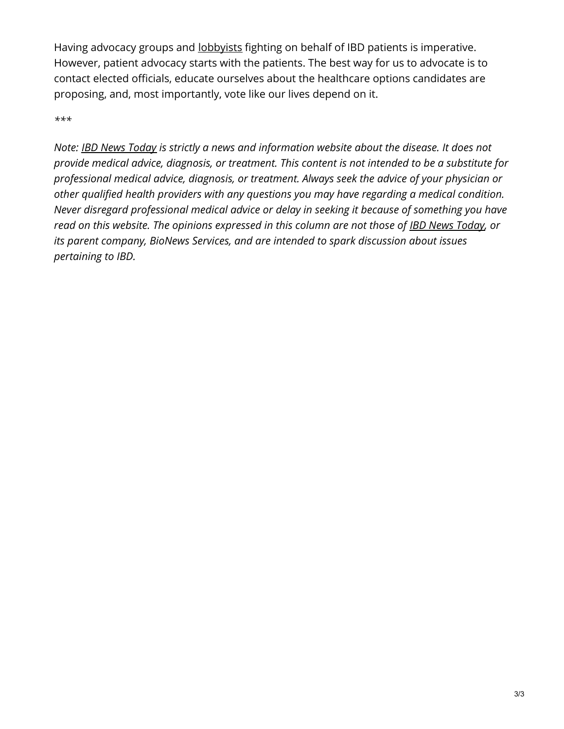Having advocacy groups and lobbyists fighting on behalf of IBD patients is imperative. However, patient advocacy starts with the patients. The best way for us to advocate is to contact elected officials, educate ourselves about the healthcare options candidates are proposing, and, most importantly, vote like our lives depend on it.

*\*\*\**

*Note: IBD News Today is strictly a news and information website about the disease. It does not provide medical advice, diagnosis, or treatment. This content is not intended to be a substitute for professional medical advice, diagnosis, or treatment. Always seek the advice of your physician or other qualified health providers with any questions you may have regarding a medical condition. Never disregard professional medical advice or delay in seeking it because of something you have read on this website. The opinions expressed in this column are not those of IBD News Today, or its parent company, BioNews Services, and are intended to spark discussion about issues pertaining to IBD.*